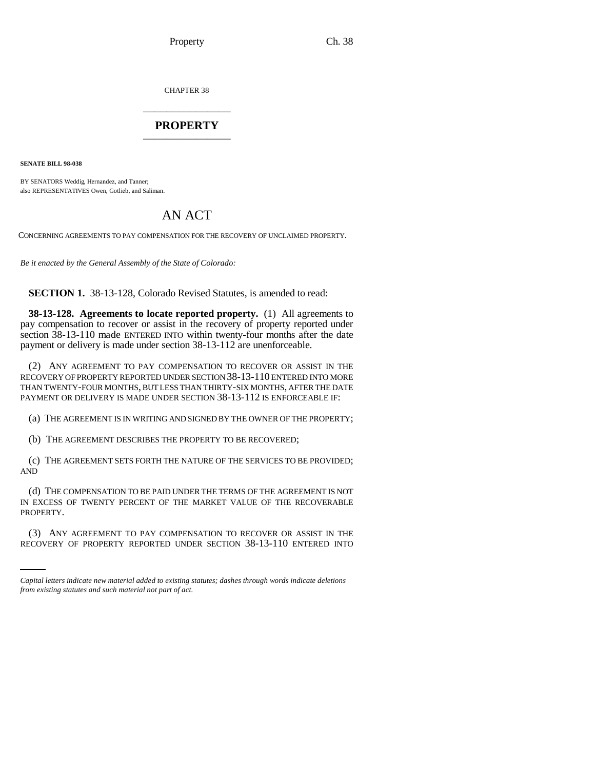CHAPTER 38

## PROPERTY

**SENATE BILL 98-038**

BY SENATORS Weddig, Hernandez, and Tanner;
also REPRESENTATIVES Owen, Gotlieb, and Saliman.

# AN ACT

CONCERNING AGREEMENTS TO PAY COMPENSATION FOR THE RECOVERY OF UNCLAIMED PROPERTY.

*Be it enacted by the General Assembly of the State of Colorado:*

**SECTION 1.** 38-13-128, Colorado Revised Statutes, is amended to read:

**38-13-128. Agreements to locate reported property.** (1) All agreements to pay compensation to recover or assist in the recovery of property reported under section 38-13-110 ~~made~~ ENTERED INTO within twenty-four months after the date payment or delivery is made under section 38-13-112 are unenforceable.

(2) ANY AGREEMENT TO PAY COMPENSATION TO RECOVER OR ASSIST IN THE RECOVERY OF PROPERTY REPORTED UNDER SECTION 38-13-110 ENTERED INTO MORE THAN TWENTY-FOUR MONTHS, BUT LESS THAN THIRTY-SIX MONTHS, AFTER THE DATE PAYMENT OR DELIVERY IS MADE UNDER SECTION 38-13-112 IS ENFORCEABLE IF:

(a) THE AGREEMENT IS IN WRITING AND SIGNED BY THE OWNER OF THE PROPERTY;

(b) THE AGREEMENT DESCRIBES THE PROPERTY TO BE RECOVERED;

(c) THE AGREEMENT SETS FORTH THE NATURE OF THE SERVICES TO BE PROVIDED; AND

(d) THE COMPENSATION TO BE PAID UNDER THE TERMS OF THE AGREEMENT IS NOT IN EXCESS OF TWENTY PERCENT OF THE MARKET VALUE OF THE RECOVERABLE PROPERTY.

(3) ANY AGREEMENT TO PAY COMPENSATION TO RECOVER OR ASSIST IN THE RECOVERY OF PROPERTY REPORTED UNDER SECTION 38-13-110 ENTERED INTO

*Capital letters indicate new material added to existing statutes; dashes through words indicate deletions from existing statutes and such material not part of act.*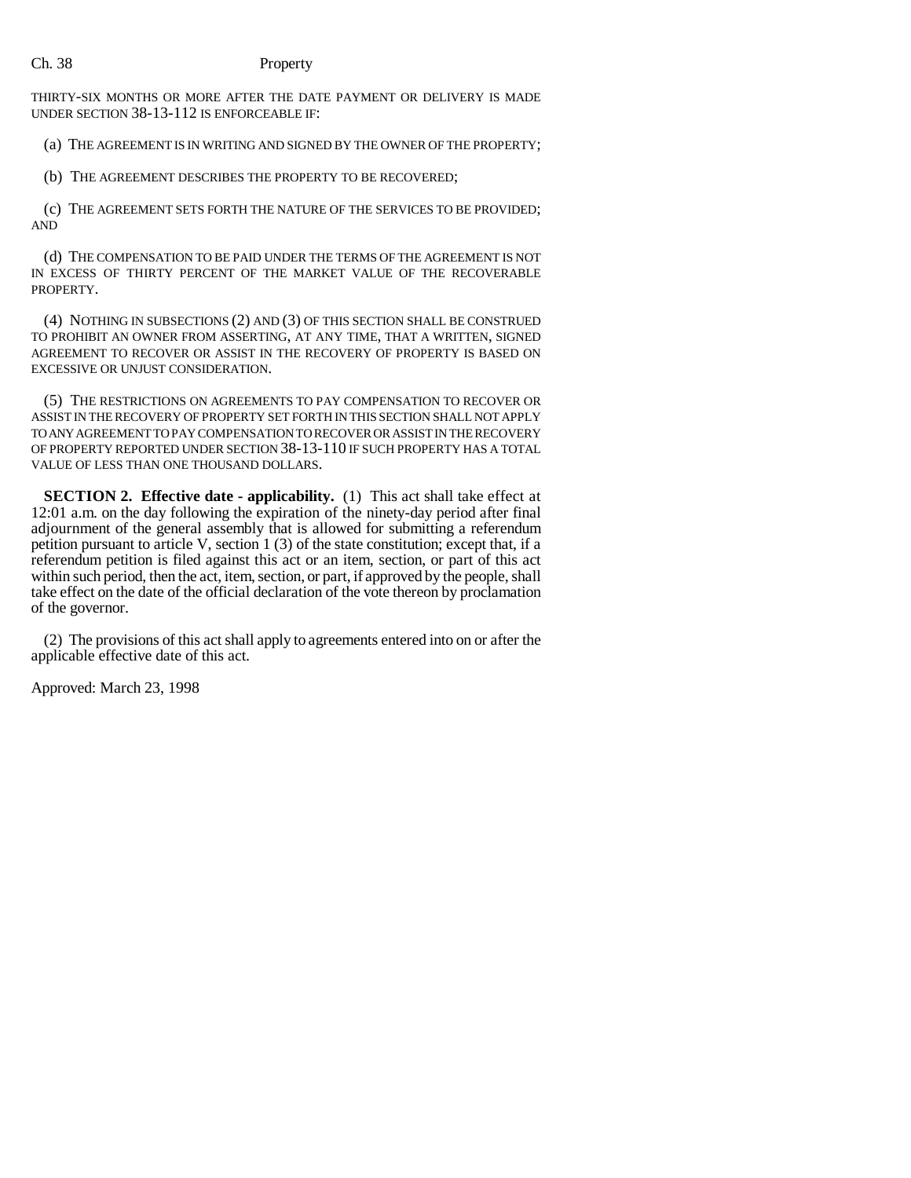THIRTY-SIX MONTHS OR MORE AFTER THE DATE PAYMENT OR DELIVERY IS MADE UNDER SECTION 38-13-112 IS ENFORCEABLE IF:

(a) THE AGREEMENT IS IN WRITING AND SIGNED BY THE OWNER OF THE PROPERTY;

(b) THE AGREEMENT DESCRIBES THE PROPERTY TO BE RECOVERED;

(c) THE AGREEMENT SETS FORTH THE NATURE OF THE SERVICES TO BE PROVIDED; AND

(d) THE COMPENSATION TO BE PAID UNDER THE TERMS OF THE AGREEMENT IS NOT IN EXCESS OF THIRTY PERCENT OF THE MARKET VALUE OF THE RECOVERABLE PROPERTY.

(4) NOTHING IN SUBSECTIONS (2) AND (3) OF THIS SECTION SHALL BE CONSTRUED TO PROHIBIT AN OWNER FROM ASSERTING, AT ANY TIME, THAT A WRITTEN, SIGNED AGREEMENT TO RECOVER OR ASSIST IN THE RECOVERY OF PROPERTY IS BASED ON EXCESSIVE OR UNJUST CONSIDERATION.

(5) THE RESTRICTIONS ON AGREEMENTS TO PAY COMPENSATION TO RECOVER OR ASSIST IN THE RECOVERY OF PROPERTY SET FORTH IN THIS SECTION SHALL NOT APPLY TO ANY AGREEMENT TO PAY COMPENSATION TO RECOVER OR ASSIST IN THE RECOVERY OF PROPERTY REPORTED UNDER SECTION 38-13-110 IF SUCH PROPERTY HAS A TOTAL VALUE OF LESS THAN ONE THOUSAND DOLLARS.

**SECTION 2. Effective date - applicability.** (1) This act shall take effect at 12:01 a.m. on the day following the expiration of the ninety-day period after final adjournment of the general assembly that is allowed for submitting a referendum petition pursuant to article V, section 1 (3) of the state constitution; except that, if a referendum petition is filed against this act or an item, section, or part of this act within such period, then the act, item, section, or part, if approved by the people, shall take effect on the date of the official declaration of the vote thereon by proclamation of the governor.

(2) The provisions of this act shall apply to agreements entered into on or after the applicable effective date of this act.

Approved: March 23, 1998